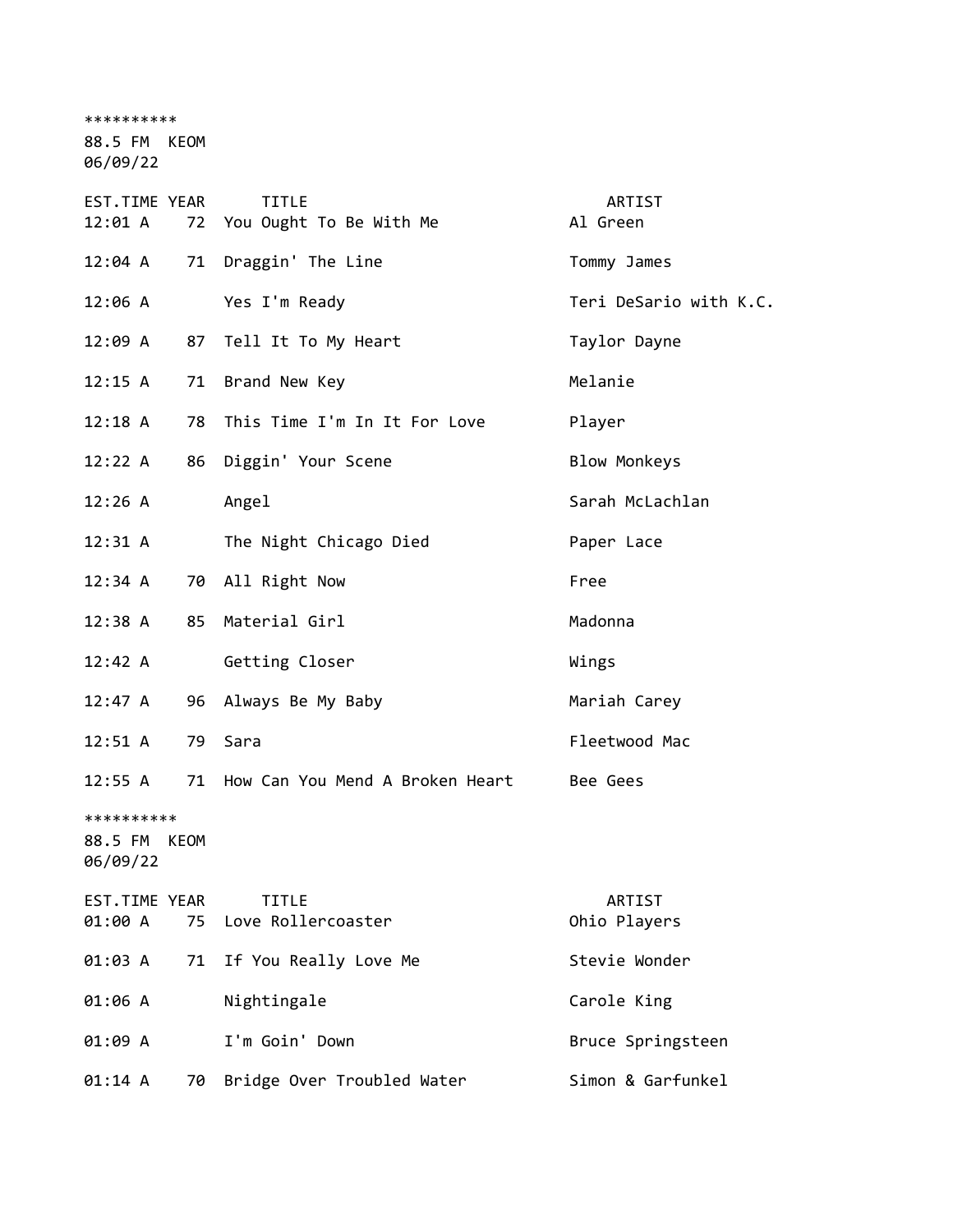**********
88.5 FM KEOM
06/09/22

| EST.TIME | YEAR | TITLE | ARTIST |
|---|---|---|---|
| 12:01 A | 72 | You Ought To Be With Me | Al Green |
| 12:04 A | 71 | Draggin' The Line | Tommy James |
| 12:06 A | | Yes I'm Ready | Teri DeSario with K.C. |
| 12:09 A | 87 | Tell It To My Heart | Taylor Dayne |
| 12:15 A | 71 | Brand New Key | Melanie |
| 12:18 A | 78 | This Time I'm In It For Love | Player |
| 12:22 A | 86 | Diggin' Your Scene | Blow Monkeys |
| 12:26 A | | Angel | Sarah McLachlan |
| 12:31 A | | The Night Chicago Died | Paper Lace |
| 12:34 A | 70 | All Right Now | Free |
| 12:38 A | 85 | Material Girl | Madonna |
| 12:42 A | | Getting Closer | Wings |
| 12:47 A | 96 | Always Be My Baby | Mariah Carey |
| 12:51 A | 79 | Sara | Fleetwood Mac |
| 12:55 A | 71 | How Can You Mend A Broken Heart | Bee Gees |

**********
88.5 FM KEOM
06/09/22

| EST.TIME | YEAR | TITLE | ARTIST |
|---|---|---|---|
| 01:00 A | 75 | Love Rollercoaster | Ohio Players |
| 01:03 A | 71 | If You Really Love Me | Stevie Wonder |
| 01:06 A | | Nightingale | Carole King |
| 01:09 A | | I'm Goin' Down | Bruce Springsteen |
| 01:14 A | 70 | Bridge Over Troubled Water | Simon & Garfunkel |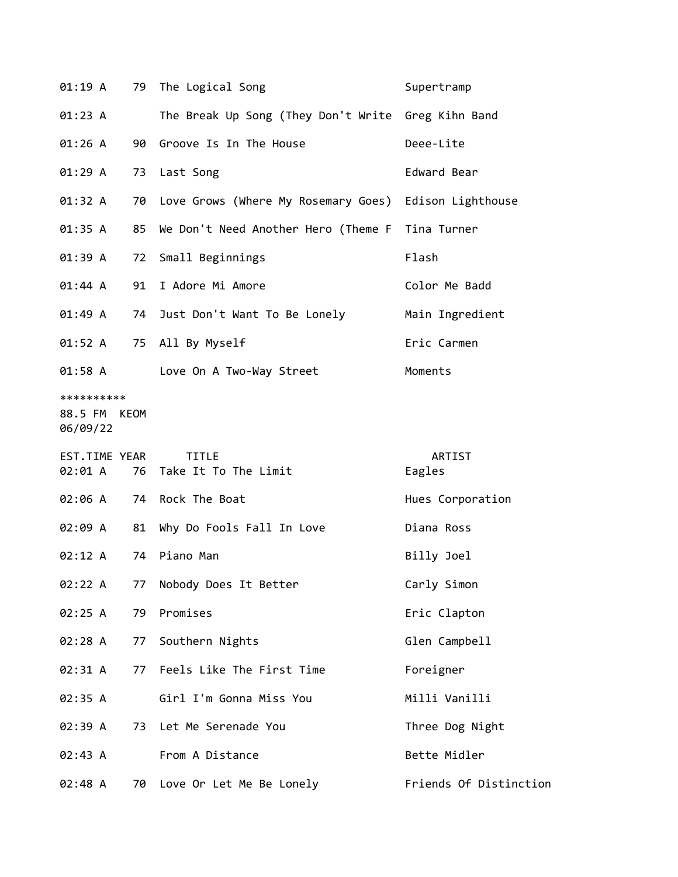| EST.TIME | YEAR | TITLE | ARTIST |
|---|---|---|---|
| 01:19 A | 79 | The Logical Song | Supertramp |
| 01:23 A | | The Break Up Song (They Don't Write | Greg Kihn Band |
| 01:26 A | 90 | Groove Is In The House | Deee-Lite |
| 01:29 A | 73 | Last Song | Edward Bear |
| 01:32 A | 70 | Love Grows (Where My Rosemary Goes) | Edison Lighthouse |
| 01:35 A | 85 | We Don't Need Another Hero (Theme F | Tina Turner |
| 01:39 A | 72 | Small Beginnings | Flash |
| 01:44 A | 91 | I Adore Mi Amore | Color Me Badd |
| 01:49 A | 74 | Just Don't Want To Be Lonely | Main Ingredient |
| 01:52 A | 75 | All By Myself | Eric Carmen |
| 01:58 A | | Love On A Two-Way Street | Moments |

**********
88.5 FM KEOM
06/09/22

| EST.TIME | YEAR | TITLE | ARTIST |
|---|---|---|---|
| 02:01 A | 76 | Take It To The Limit | Eagles |
| 02:06 A | 74 | Rock The Boat | Hues Corporation |
| 02:09 A | 81 | Why Do Fools Fall In Love | Diana Ross |
| 02:12 A | 74 | Piano Man | Billy Joel |
| 02:22 A | 77 | Nobody Does It Better | Carly Simon |
| 02:25 A | 79 | Promises | Eric Clapton |
| 02:28 A | 77 | Southern Nights | Glen Campbell |
| 02:31 A | 77 | Feels Like The First Time | Foreigner |
| 02:35 A | | Girl I'm Gonna Miss You | Milli Vanilli |
| 02:39 A | 73 | Let Me Serenade You | Three Dog Night |
| 02:43 A | | From A Distance | Bette Midler |
| 02:48 A | 70 | Love Or Let Me Be Lonely | Friends Of Distinction |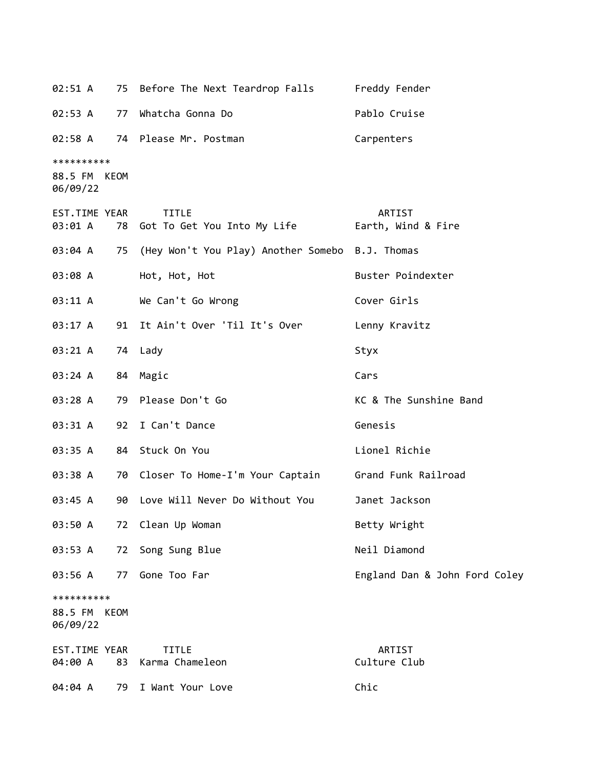| EST.TIME | YEAR | TITLE | ARTIST |
|---|---|---|---|
| 02:51 A | 75 | Before The Next Teardrop Falls | Freddy Fender |
| 02:53 A | 77 | Whatcha Gonna Do | Pablo Cruise |
| 02:58 A | 74 | Please Mr. Postman | Carpenters |

**********
88.5 FM KEOM
06/09/22

| EST.TIME | YEAR | TITLE | ARTIST |
|---|---|---|---|
| 03:01 A | 78 | Got To Get You Into My Life | Earth, Wind & Fire |
| 03:04 A | 75 | (Hey Won't You Play) Another Somebo | B.J. Thomas |
| 03:08 A | | Hot, Hot, Hot | Buster Poindexter |
| 03:11 A | | We Can't Go Wrong | Cover Girls |
| 03:17 A | 91 | It Ain't Over 'Til It's Over | Lenny Kravitz |
| 03:21 A | 74 | Lady | Styx |
| 03:24 A | 84 | Magic | Cars |
| 03:28 A | 79 | Please Don't Go | KC & The Sunshine Band |
| 03:31 A | 92 | I Can't Dance | Genesis |
| 03:35 A | 84 | Stuck On You | Lionel Richie |
| 03:38 A | 70 | Closer To Home-I'm Your Captain | Grand Funk Railroad |
| 03:45 A | 90 | Love Will Never Do Without You | Janet Jackson |
| 03:50 A | 72 | Clean Up Woman | Betty Wright |
| 03:53 A | 72 | Song Sung Blue | Neil Diamond |
| 03:56 A | 77 | Gone Too Far | England Dan & John Ford Coley |

**********
88.5 FM KEOM
06/09/22

| EST.TIME | YEAR | TITLE | ARTIST |
|---|---|---|---|
| 04:00 A | 83 | Karma Chameleon | Culture Club |
| 04:04 A | 79 | I Want Your Love | Chic |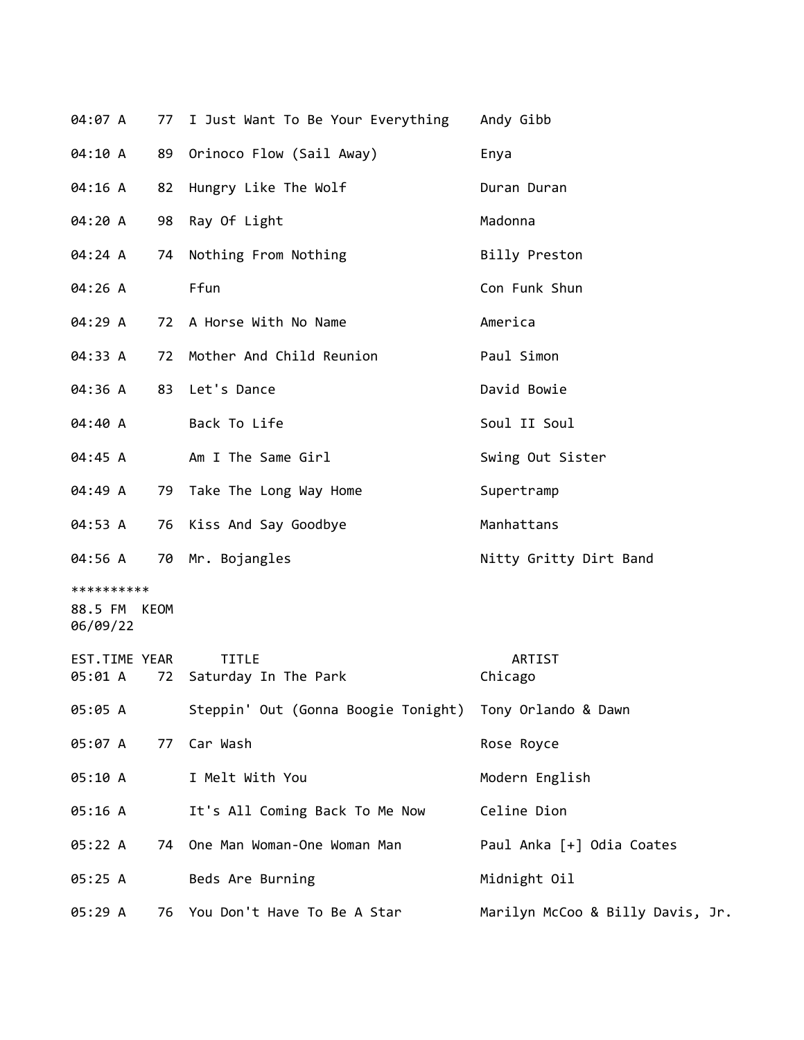| EST.TIME | YEAR | TITLE | ARTIST |
|---|---|---|---|
| 04:07 A | 77 | I Just Want To Be Your Everything | Andy Gibb |
| 04:10 A | 89 | Orinoco Flow (Sail Away) | Enya |
| 04:16 A | 82 | Hungry Like The Wolf | Duran Duran |
| 04:20 A | 98 | Ray Of Light | Madonna |
| 04:24 A | 74 | Nothing From Nothing | Billy Preston |
| 04:26 A | | Ffun | Con Funk Shun |
| 04:29 A | 72 | A Horse With No Name | America |
| 04:33 A | 72 | Mother And Child Reunion | Paul Simon |
| 04:36 A | 83 | Let's Dance | David Bowie |
| 04:40 A | | Back To Life | Soul II Soul |
| 04:45 A | | Am I The Same Girl | Swing Out Sister |
| 04:49 A | 79 | Take The Long Way Home | Supertramp |
| 04:53 A | 76 | Kiss And Say Goodbye | Manhattans |
| 04:56 A | 70 | Mr. Bojangles | Nitty Gritty Dirt Band |

**********
88.5 FM KEOM
06/09/22

| EST.TIME | YEAR | TITLE | ARTIST |
|---|---|---|---|
| 05:01 A | 72 | Saturday In The Park | Chicago |
| 05:05 A | | Steppin' Out (Gonna Boogie Tonight) | Tony Orlando & Dawn |
| 05:07 A | 77 | Car Wash | Rose Royce |
| 05:10 A | | I Melt With You | Modern English |
| 05:16 A | | It's All Coming Back To Me Now | Celine Dion |
| 05:22 A | 74 | One Man Woman-One Woman Man | Paul Anka [+] Odia Coates |
| 05:25 A | | Beds Are Burning | Midnight Oil |
| 05:29 A | 76 | You Don't Have To Be A Star | Marilyn McCoo & Billy Davis, Jr. |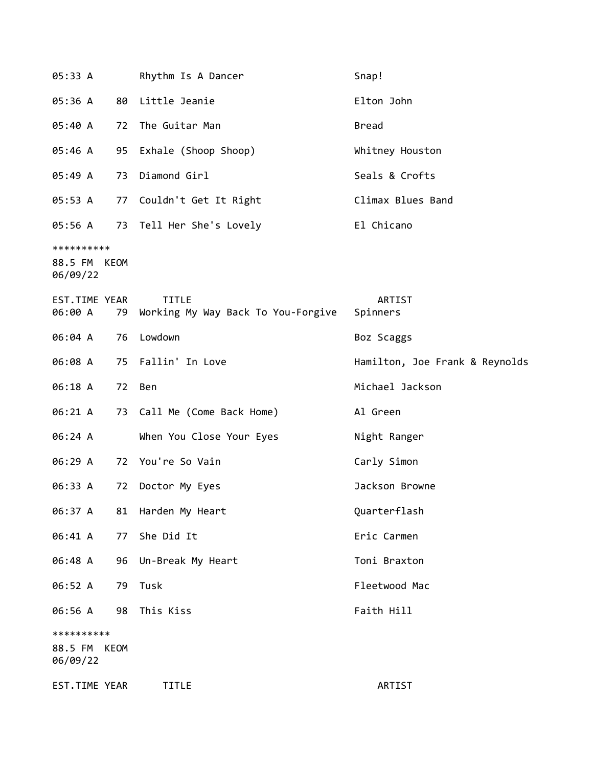| | | | |
|---|---|---|---|
| 05:33 A | | Rhythm Is A Dancer | Snap! |
| 05:36 A | 80 | Little Jeanie | Elton John |
| 05:40 A | 72 | The Guitar Man | Bread |
| 05:46 A | 95 | Exhale (Shoop Shoop) | Whitney Houston |
| 05:49 A | 73 | Diamond Girl | Seals & Crofts |
| 05:53 A | 77 | Couldn't Get It Right | Climax Blues Band |
| 05:56 A | 73 | Tell Her She's Lovely | El Chicano |

**********
88.5 FM KEOM
06/09/22

| EST.TIME | YEAR | TITLE | ARTIST |
|---|---|---|---|
| 06:00 A | 79 | Working My Way Back To You-Forgive | Spinners |
| 06:04 A | 76 | Lowdown | Boz Scaggs |
| 06:08 A | 75 | Fallin' In Love | Hamilton, Joe Frank & Reynolds |
| 06:18 A | 72 | Ben | Michael Jackson |
| 06:21 A | 73 | Call Me (Come Back Home) | Al Green |
| 06:24 A | | When You Close Your Eyes | Night Ranger |
| 06:29 A | 72 | You're So Vain | Carly Simon |
| 06:33 A | 72 | Doctor My Eyes | Jackson Browne |
| 06:37 A | 81 | Harden My Heart | Quarterflash |
| 06:41 A | 77 | She Did It | Eric Carmen |
| 06:48 A | 96 | Un-Break My Heart | Toni Braxton |
| 06:52 A | 79 | Tusk | Fleetwood Mac |
| 06:56 A | 98 | This Kiss | Faith Hill |

**********
88.5 FM KEOM
06/09/22

| EST.TIME | YEAR | TITLE | ARTIST |
|---|---|---|---|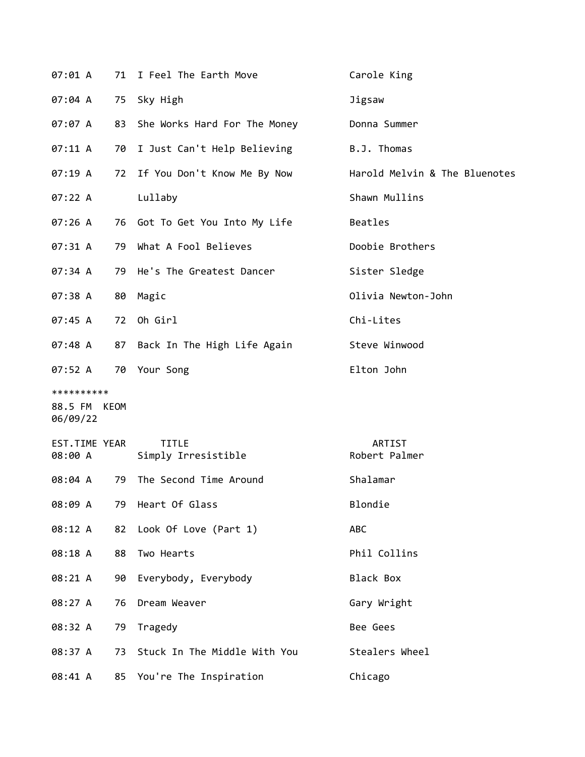| EST.TIME | YEAR | TITLE | ARTIST |
|---|---|---|---|
| 07:01 A | 71 | I Feel The Earth Move | Carole King |
| 07:04 A | 75 | Sky High | Jigsaw |
| 07:07 A | 83 | She Works Hard For The Money | Donna Summer |
| 07:11 A | 70 | I Just Can't Help Believing | B.J. Thomas |
| 07:19 A | 72 | If You Don't Know Me By Now | Harold Melvin & The Bluenotes |
| 07:22 A | | Lullaby | Shawn Mullins |
| 07:26 A | 76 | Got To Get You Into My Life | Beatles |
| 07:31 A | 79 | What A Fool Believes | Doobie Brothers |
| 07:34 A | 79 | He's The Greatest Dancer | Sister Sledge |
| 07:38 A | 80 | Magic | Olivia Newton-John |
| 07:45 A | 72 | Oh Girl | Chi-Lites |
| 07:48 A | 87 | Back In The High Life Again | Steve Winwood |
| 07:52 A | 70 | Your Song | Elton John |

**********

88.5 FM KEOM
06/09/22

| EST.TIME | YEAR | TITLE | ARTIST |
|---|---|---|---|
| 08:00 A | | Simply Irresistible | Robert Palmer |
| 08:04 A | 79 | The Second Time Around | Shalamar |
| 08:09 A | 79 | Heart Of Glass | Blondie |
| 08:12 A | 82 | Look Of Love (Part 1) | ABC |
| 08:18 A | 88 | Two Hearts | Phil Collins |
| 08:21 A | 90 | Everybody, Everybody | Black Box |
| 08:27 A | 76 | Dream Weaver | Gary Wright |
| 08:32 A | 79 | Tragedy | Bee Gees |
| 08:37 A | 73 | Stuck In The Middle With You | Stealers Wheel |
| 08:41 A | 85 | You're The Inspiration | Chicago |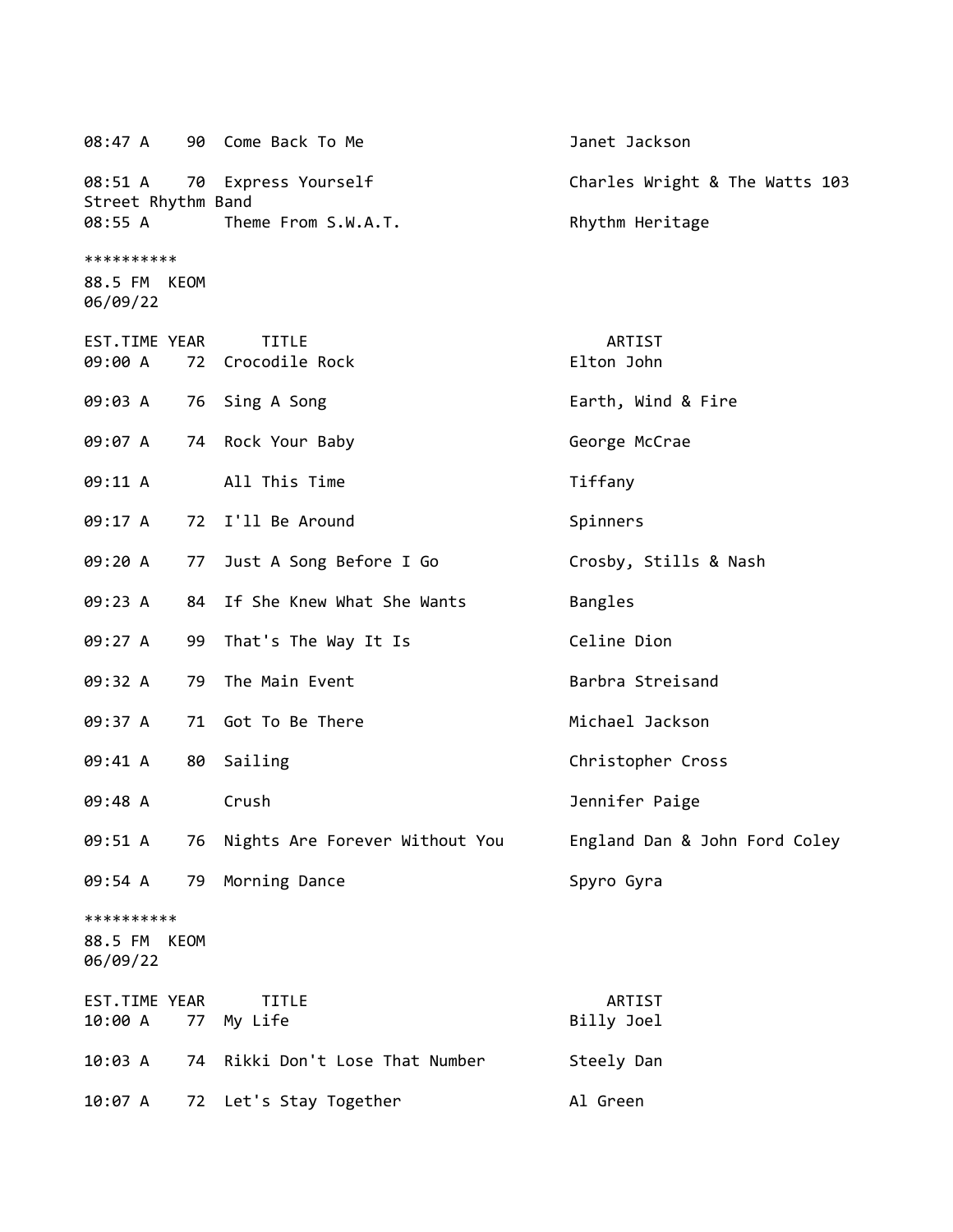| EST.TIME | YEAR | TITLE | ARTIST |
|---|---|---|---|
| 08:47 A | 90 | Come Back To Me | Janet Jackson |
| 08:51 A | 70 | Express Yourself | Charles Wright & The Watts 103 Street Rhythm Band |
| 08:55 A | | Theme From S.W.A.T. | Rhythm Heritage |

**********
88.5 FM KEOM
06/09/22

| EST.TIME | YEAR | TITLE | ARTIST |
|---|---|---|---|
| 09:00 A | 72 | Crocodile Rock | Elton John |
| 09:03 A | 76 | Sing A Song | Earth, Wind & Fire |
| 09:07 A | 74 | Rock Your Baby | George McCrae |
| 09:11 A | | All This Time | Tiffany |
| 09:17 A | 72 | I'll Be Around | Spinners |
| 09:20 A | 77 | Just A Song Before I Go | Crosby, Stills & Nash |
| 09:23 A | 84 | If She Knew What She Wants | Bangles |
| 09:27 A | 99 | That's The Way It Is | Celine Dion |
| 09:32 A | 79 | The Main Event | Barbra Streisand |
| 09:37 A | 71 | Got To Be There | Michael Jackson |
| 09:41 A | 80 | Sailing | Christopher Cross |
| 09:48 A | | Crush | Jennifer Paige |
| 09:51 A | 76 | Nights Are Forever Without You | England Dan & John Ford Coley |
| 09:54 A | 79 | Morning Dance | Spyro Gyra |

**********
88.5 FM KEOM
06/09/22

| EST.TIME | YEAR | TITLE | ARTIST |
|---|---|---|---|
| 10:00 A | 77 | My Life | Billy Joel |
| 10:03 A | 74 | Rikki Don't Lose That Number | Steely Dan |
| 10:07 A | 72 | Let's Stay Together | Al Green |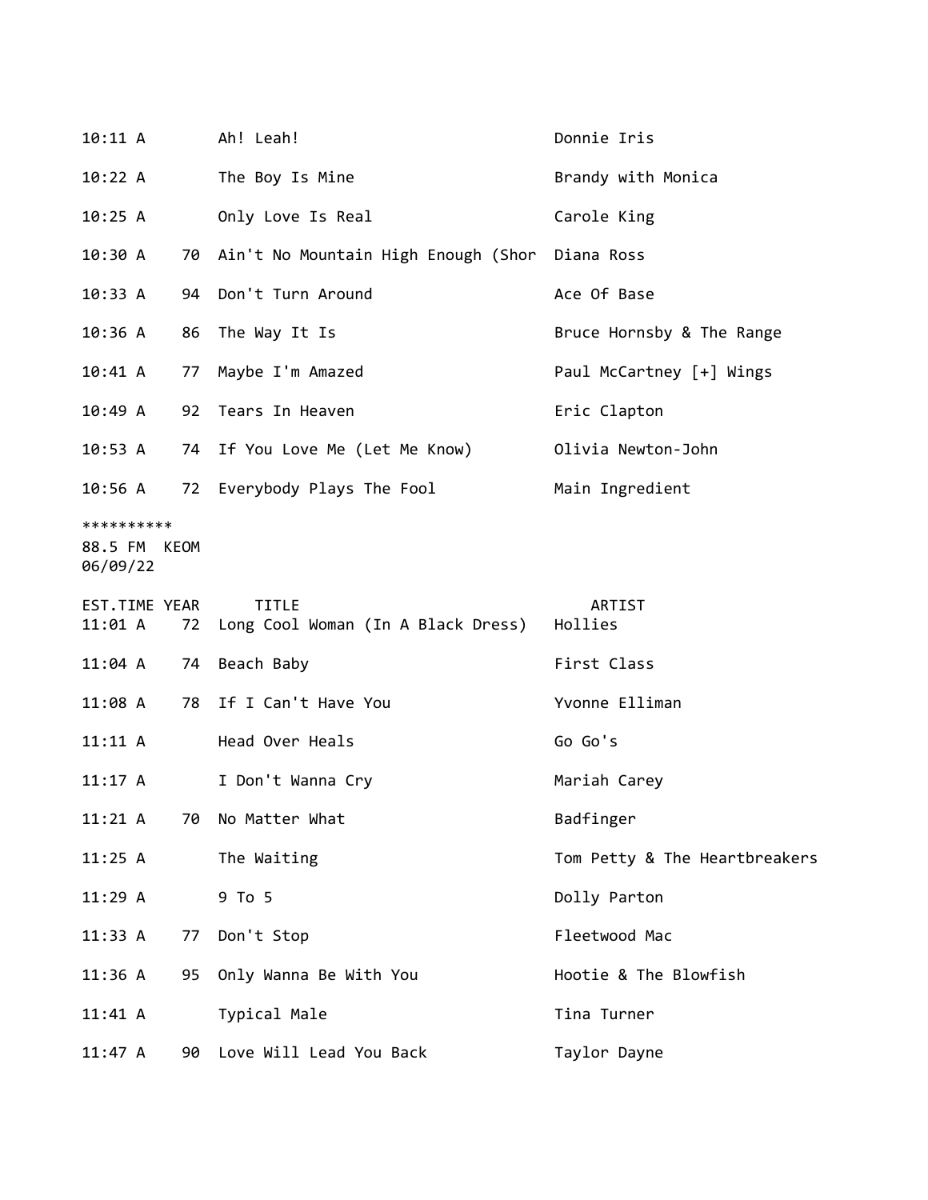| EST.TIME | YEAR | TITLE | ARTIST |
|---|---|---|---|
| 10:11 A | | Ah! Leah! | Donnie Iris |
| 10:22 A | | The Boy Is Mine | Brandy with Monica |
| 10:25 A | | Only Love Is Real | Carole King |
| 10:30 A | 70 | Ain't No Mountain High Enough (Shor | Diana Ross |
| 10:33 A | 94 | Don't Turn Around | Ace Of Base |
| 10:36 A | 86 | The Way It Is | Bruce Hornsby & The Range |
| 10:41 A | 77 | Maybe I'm Amazed | Paul McCartney [+] Wings |
| 10:49 A | 92 | Tears In Heaven | Eric Clapton |
| 10:53 A | 74 | If You Love Me (Let Me Know) | Olivia Newton-John |
| 10:56 A | 72 | Everybody Plays The Fool | Main Ingredient |

**********
88.5 FM KEOM
06/09/22

| EST.TIME | YEAR | TITLE | ARTIST |
|---|---|---|---|
| 11:01 A | 72 | Long Cool Woman (In A Black Dress) | Hollies |
| 11:04 A | 74 | Beach Baby | First Class |
| 11:08 A | 78 | If I Can't Have You | Yvonne Elliman |
| 11:11 A | | Head Over Heals | Go Go's |
| 11:17 A | | I Don't Wanna Cry | Mariah Carey |
| 11:21 A | 70 | No Matter What | Badfinger |
| 11:25 A | | The Waiting | Tom Petty & The Heartbreakers |
| 11:29 A | | 9 To 5 | Dolly Parton |
| 11:33 A | 77 | Don't Stop | Fleetwood Mac |
| 11:36 A | 95 | Only Wanna Be With You | Hootie & The Blowfish |
| 11:41 A | | Typical Male | Tina Turner |
| 11:47 A | 90 | Love Will Lead You Back | Taylor Dayne |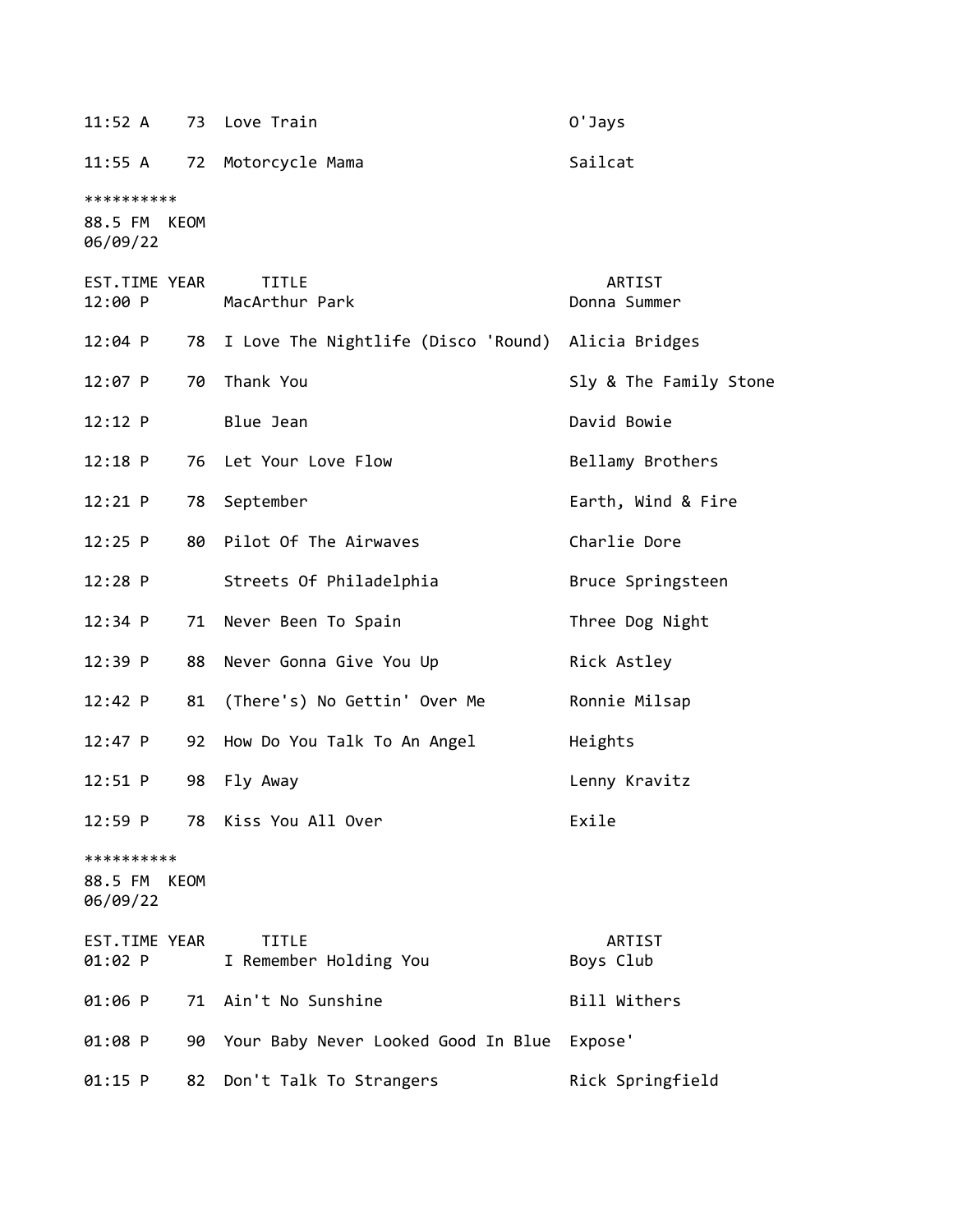| EST.TIME | YEAR | TITLE | ARTIST |
|---|---|---|---|
| 11:52 A | 73 | Love Train | O'Jays |
| 11:55 A | 72 | Motorcycle Mama | Sailcat |

**********
88.5 FM KEOM
06/09/22

| EST.TIME | YEAR | TITLE | ARTIST |
|---|---|---|---|
| 12:00 P | | MacArthur Park | Donna Summer |
| 12:04 P | 78 | I Love The Nightlife (Disco 'Round) | Alicia Bridges |
| 12:07 P | 70 | Thank You | Sly & The Family Stone |
| 12:12 P | | Blue Jean | David Bowie |
| 12:18 P | 76 | Let Your Love Flow | Bellamy Brothers |
| 12:21 P | 78 | September | Earth, Wind & Fire |
| 12:25 P | 80 | Pilot Of The Airwaves | Charlie Dore |
| 12:28 P | | Streets Of Philadelphia | Bruce Springsteen |
| 12:34 P | 71 | Never Been To Spain | Three Dog Night |
| 12:39 P | 88 | Never Gonna Give You Up | Rick Astley |
| 12:42 P | 81 | (There's) No Gettin' Over Me | Ronnie Milsap |
| 12:47 P | 92 | How Do You Talk To An Angel | Heights |
| 12:51 P | 98 | Fly Away | Lenny Kravitz |
| 12:59 P | 78 | Kiss You All Over | Exile |

**********
88.5 FM KEOM
06/09/22

| EST.TIME | YEAR | TITLE | ARTIST |
|---|---|---|---|
| 01:02 P | | I Remember Holding You | Boys Club |
| 01:06 P | 71 | Ain't No Sunshine | Bill Withers |
| 01:08 P | 90 | Your Baby Never Looked Good In Blue | Expose' |
| 01:15 P | 82 | Don't Talk To Strangers | Rick Springfield |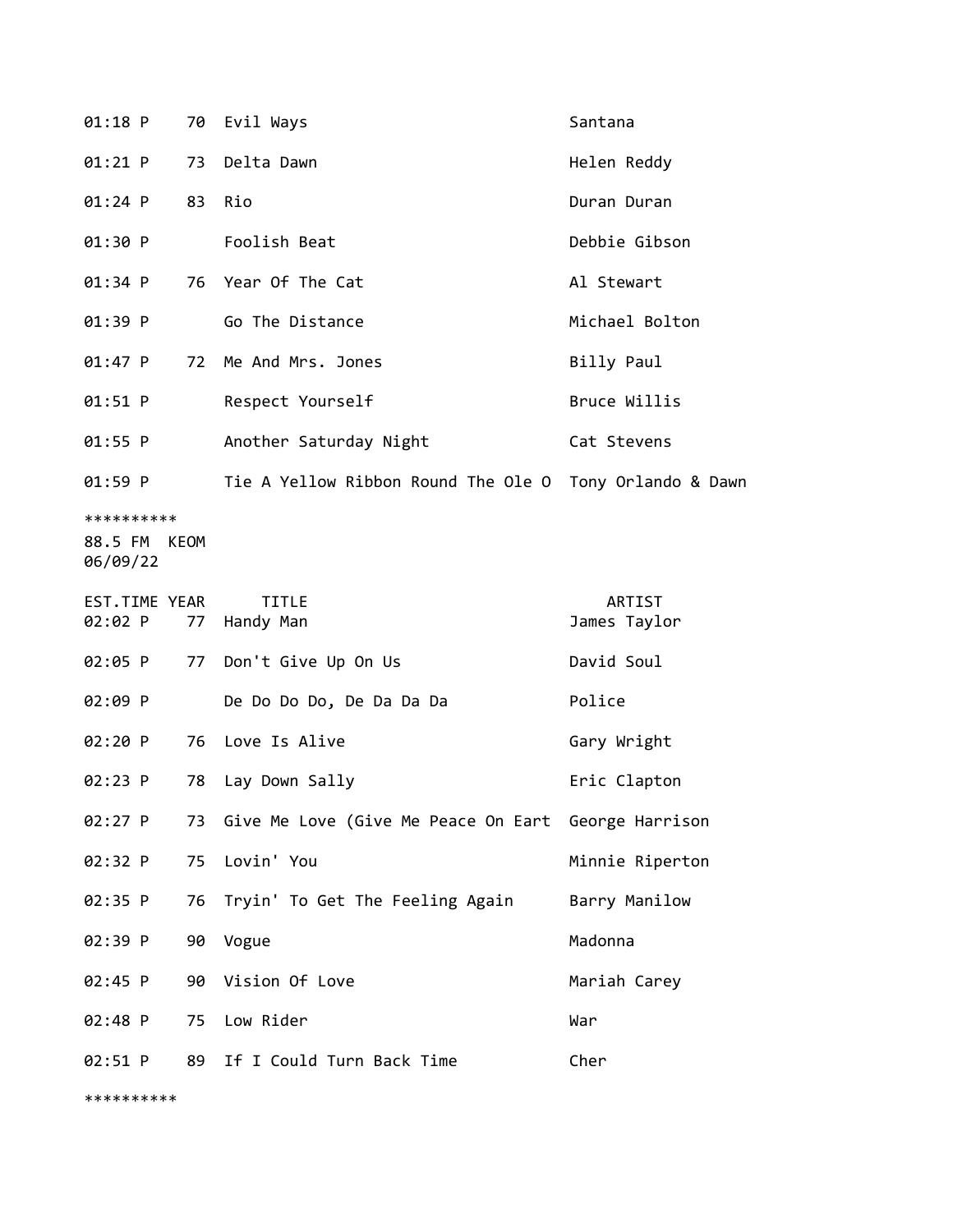| EST.TIME | YEAR | TITLE | ARTIST |
|---|---|---|---|
| 01:18 P | 70 | Evil Ways | Santana |
| 01:21 P | 73 | Delta Dawn | Helen Reddy |
| 01:24 P | 83 | Rio | Duran Duran |
| 01:30 P | | Foolish Beat | Debbie Gibson |
| 01:34 P | 76 | Year Of The Cat | Al Stewart |
| 01:39 P | | Go The Distance | Michael Bolton |
| 01:47 P | 72 | Me And Mrs. Jones | Billy Paul |
| 01:51 P | | Respect Yourself | Bruce Willis |
| 01:55 P | | Another Saturday Night | Cat Stevens |
| 01:59 P | | Tie A Yellow Ribbon Round The Ole O | Tony Orlando & Dawn |

**********

88.5 FM KEOM
06/09/22

| EST.TIME | YEAR | TITLE | ARTIST |
|---|---|---|---|
| 02:02 P | 77 | Handy Man | James Taylor |
| 02:05 P | 77 | Don't Give Up On Us | David Soul |
| 02:09 P | | De Do Do Do, De Da Da Da | Police |
| 02:20 P | 76 | Love Is Alive | Gary Wright |
| 02:23 P | 78 | Lay Down Sally | Eric Clapton |
| 02:27 P | 73 | Give Me Love (Give Me Peace On Eart | George Harrison |
| 02:32 P | 75 | Lovin' You | Minnie Riperton |
| 02:35 P | 76 | Tryin' To Get The Feeling Again | Barry Manilow |
| 02:39 P | 90 | Vogue | Madonna |
| 02:45 P | 90 | Vision Of Love | Mariah Carey |
| 02:48 P | 75 | Low Rider | War |
| 02:51 P | 89 | If I Could Turn Back Time | Cher |

**********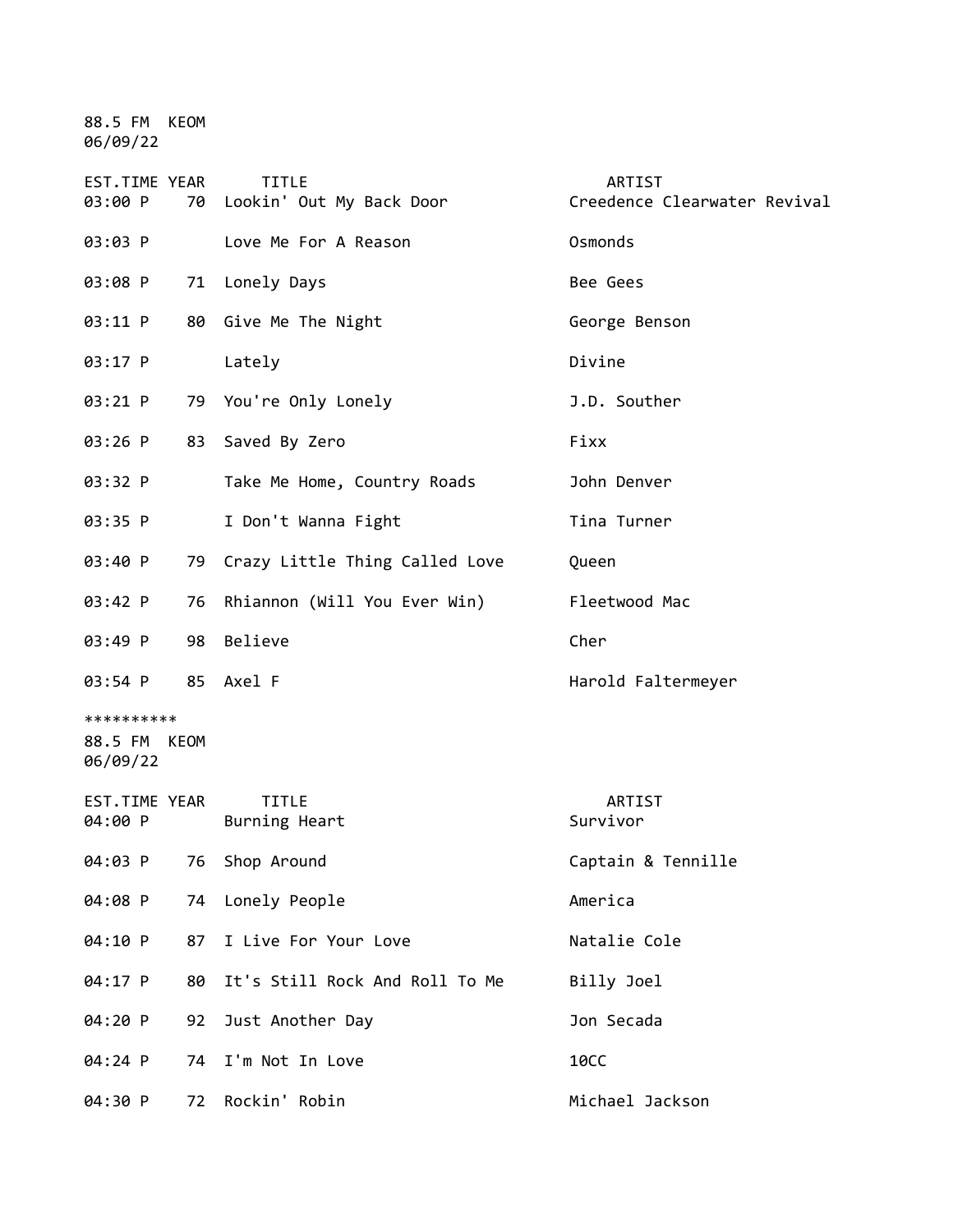88.5 FM KEOM
06/09/22

| EST.TIME | YEAR | TITLE | ARTIST |
|---|---|---|---|
| 03:00 P | 70 | Lookin' Out My Back Door | Creedence Clearwater Revival |
| 03:03 P | | Love Me For A Reason | Osmonds |
| 03:08 P | 71 | Lonely Days | Bee Gees |
| 03:11 P | 80 | Give Me The Night | George Benson |
| 03:17 P | | Lately | Divine |
| 03:21 P | 79 | You're Only Lonely | J.D. Souther |
| 03:26 P | 83 | Saved By Zero | Fixx |
| 03:32 P | | Take Me Home, Country Roads | John Denver |
| 03:35 P | | I Don't Wanna Fight | Tina Turner |
| 03:40 P | 79 | Crazy Little Thing Called Love | Queen |
| 03:42 P | 76 | Rhiannon (Will You Ever Win) | Fleetwood Mac |
| 03:49 P | 98 | Believe | Cher |
| 03:54 P | 85 | Axel F | Harold Faltermeyer |

**********

88.5 FM KEOM
06/09/22

| EST.TIME | YEAR | TITLE | ARTIST |
|---|---|---|---|
| 04:00 P | | Burning Heart | Survivor |
| 04:03 P | 76 | Shop Around | Captain & Tennille |
| 04:08 P | 74 | Lonely People | America |
| 04:10 P | 87 | I Live For Your Love | Natalie Cole |
| 04:17 P | 80 | It's Still Rock And Roll To Me | Billy Joel |
| 04:20 P | 92 | Just Another Day | Jon Secada |
| 04:24 P | 74 | I'm Not In Love | 10CC |
| 04:30 P | 72 | Rockin' Robin | Michael Jackson |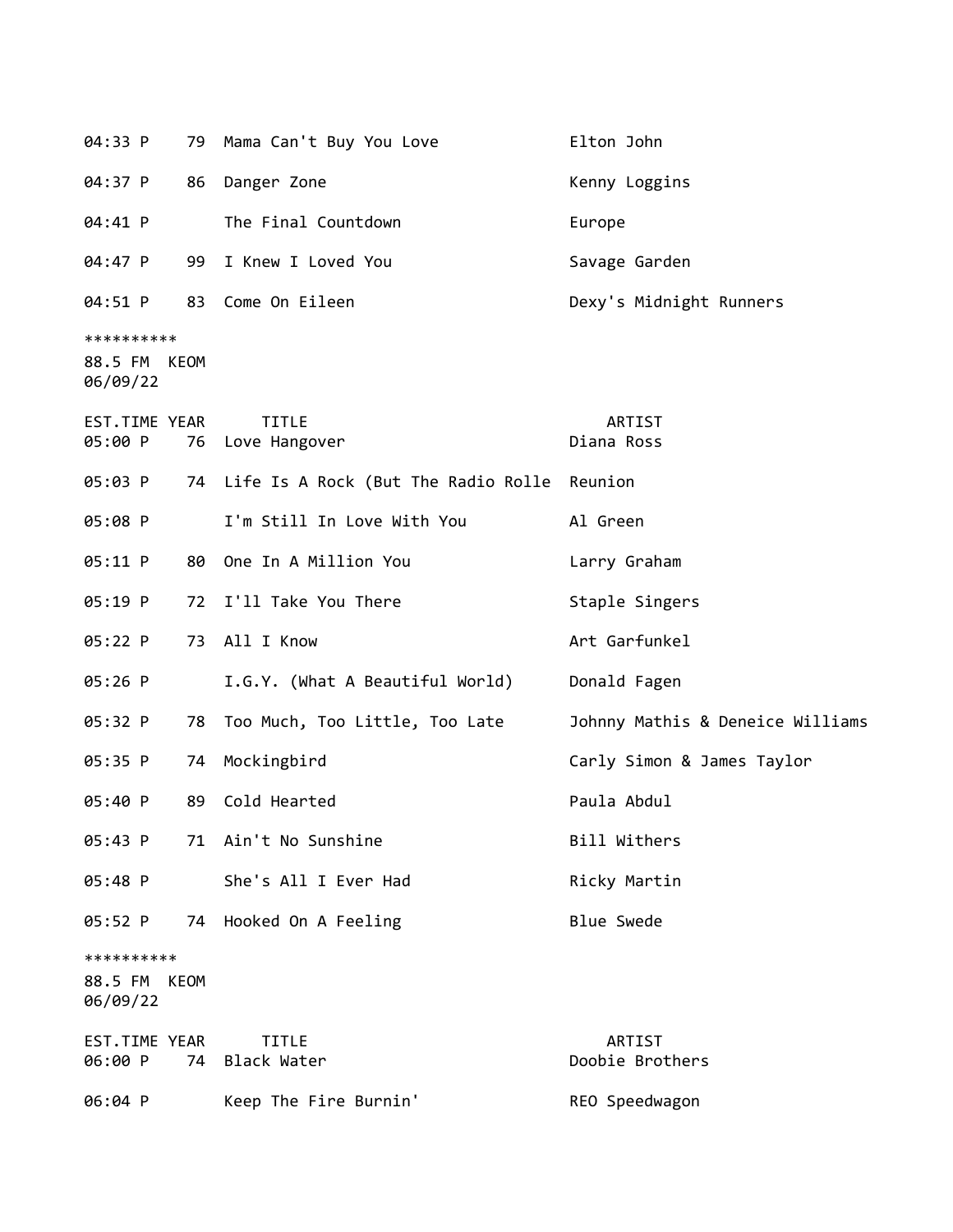| EST.TIME | YEAR | TITLE | ARTIST |
|---|---|---|---|
| 04:33 P | 79 | Mama Can't Buy You Love | Elton John |
| 04:37 P | 86 | Danger Zone | Kenny Loggins |
| 04:41 P | | The Final Countdown | Europe |
| 04:47 P | 99 | I Knew I Loved You | Savage Garden |
| 04:51 P | 83 | Come On Eileen | Dexy's Midnight Runners |

**********

88.5 FM KEOM
06/09/22

| EST.TIME | YEAR | TITLE | ARTIST |
|---|---|---|---|
| 05:00 P | 76 | Love Hangover | Diana Ross |
| 05:03 P | 74 | Life Is A Rock (But The Radio Rolle | Reunion |
| 05:08 P | | I'm Still In Love With You | Al Green |
| 05:11 P | 80 | One In A Million You | Larry Graham |
| 05:19 P | 72 | I'll Take You There | Staple Singers |
| 05:22 P | 73 | All I Know | Art Garfunkel |
| 05:26 P | | I.G.Y. (What A Beautiful World) | Donald Fagen |
| 05:32 P | 78 | Too Much, Too Little, Too Late | Johnny Mathis & Deneice Williams |
| 05:35 P | 74 | Mockingbird | Carly Simon & James Taylor |
| 05:40 P | 89 | Cold Hearted | Paula Abdul |
| 05:43 P | 71 | Ain't No Sunshine | Bill Withers |
| 05:48 P | | She's All I Ever Had | Ricky Martin |
| 05:52 P | 74 | Hooked On A Feeling | Blue Swede |

**********

88.5 FM KEOM
06/09/22

| EST.TIME | YEAR | TITLE | ARTIST |
|---|---|---|---|
| 06:00 P | 74 | Black Water | Doobie Brothers |
| 06:04 P | | Keep The Fire Burnin' | REO Speedwagon |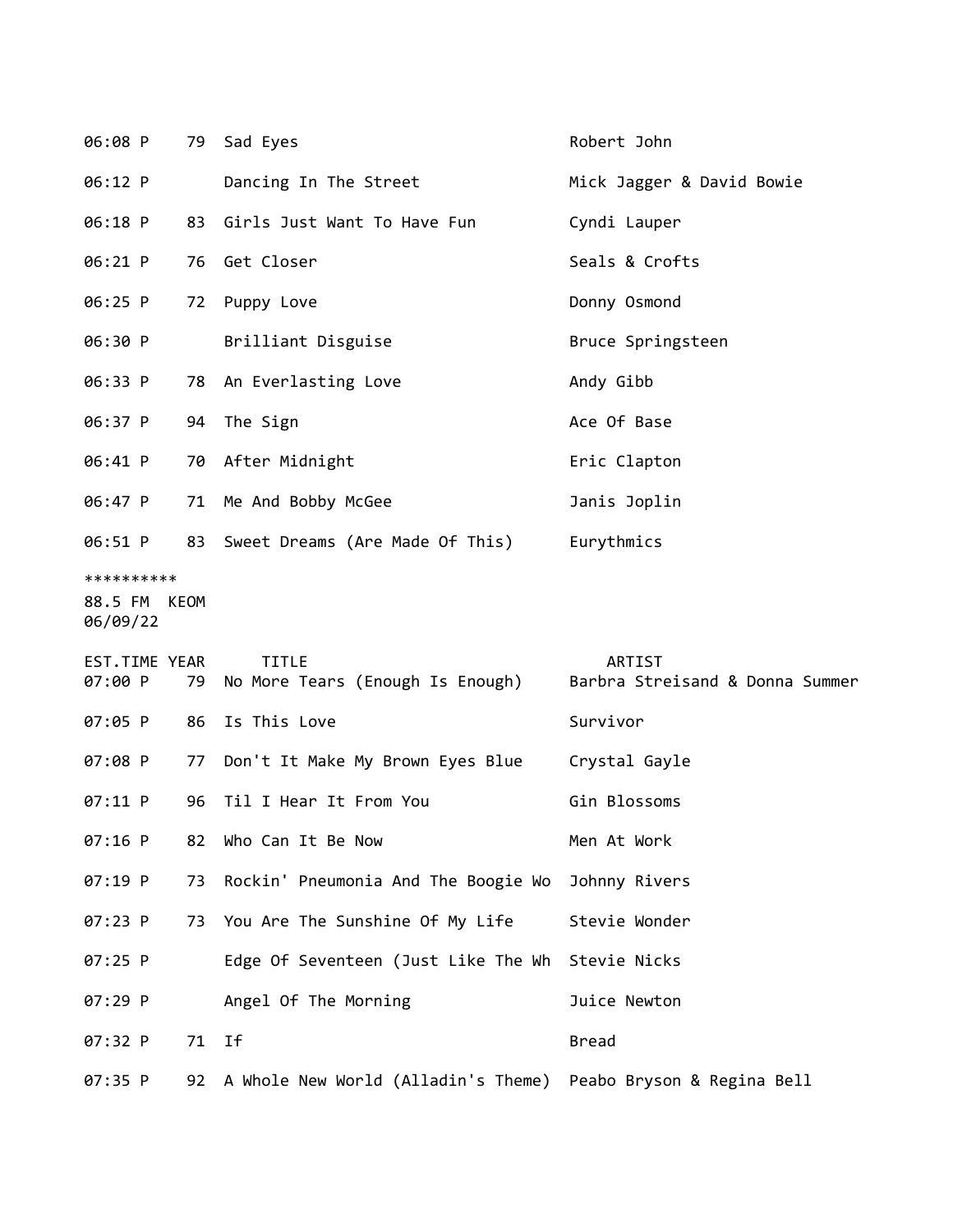| | | | |
|---|---|---|---|
| 06:08 P | 79 | Sad Eyes | Robert John |
| 06:12 P | | Dancing In The Street | Mick Jagger & David Bowie |
| 06:18 P | 83 | Girls Just Want To Have Fun | Cyndi Lauper |
| 06:21 P | 76 | Get Closer | Seals & Crofts |
| 06:25 P | 72 | Puppy Love | Donny Osmond |
| 06:30 P | | Brilliant Disguise | Bruce Springsteen |
| 06:33 P | 78 | An Everlasting Love | Andy Gibb |
| 06:37 P | 94 | The Sign | Ace Of Base |
| 06:41 P | 70 | After Midnight | Eric Clapton |
| 06:47 P | 71 | Me And Bobby McGee | Janis Joplin |
| 06:51 P | 83 | Sweet Dreams (Are Made Of This) | Eurythmics |

**********

88.5 FM KEOM

06/09/22

| EST.TIME | YEAR | TITLE | ARTIST |
|---|---|---|---|
| 07:00 P | 79 | No More Tears (Enough Is Enough) | Barbra Streisand & Donna Summer |
| 07:05 P | 86 | Is This Love | Survivor |
| 07:08 P | 77 | Don't It Make My Brown Eyes Blue | Crystal Gayle |
| 07:11 P | 96 | Til I Hear It From You | Gin Blossoms |
| 07:16 P | 82 | Who Can It Be Now | Men At Work |
| 07:19 P | 73 | Rockin' Pneumonia And The Boogie Wo | Johnny Rivers |
| 07:23 P | 73 | You Are The Sunshine Of My Life | Stevie Wonder |
| 07:25 P | | Edge Of Seventeen (Just Like The Wh | Stevie Nicks |
| 07:29 P | | Angel Of The Morning | Juice Newton |
| 07:32 P | 71 | If | Bread |
| 07:35 P | 92 | A Whole New World (Alladin's Theme) | Peabo Bryson & Regina Bell |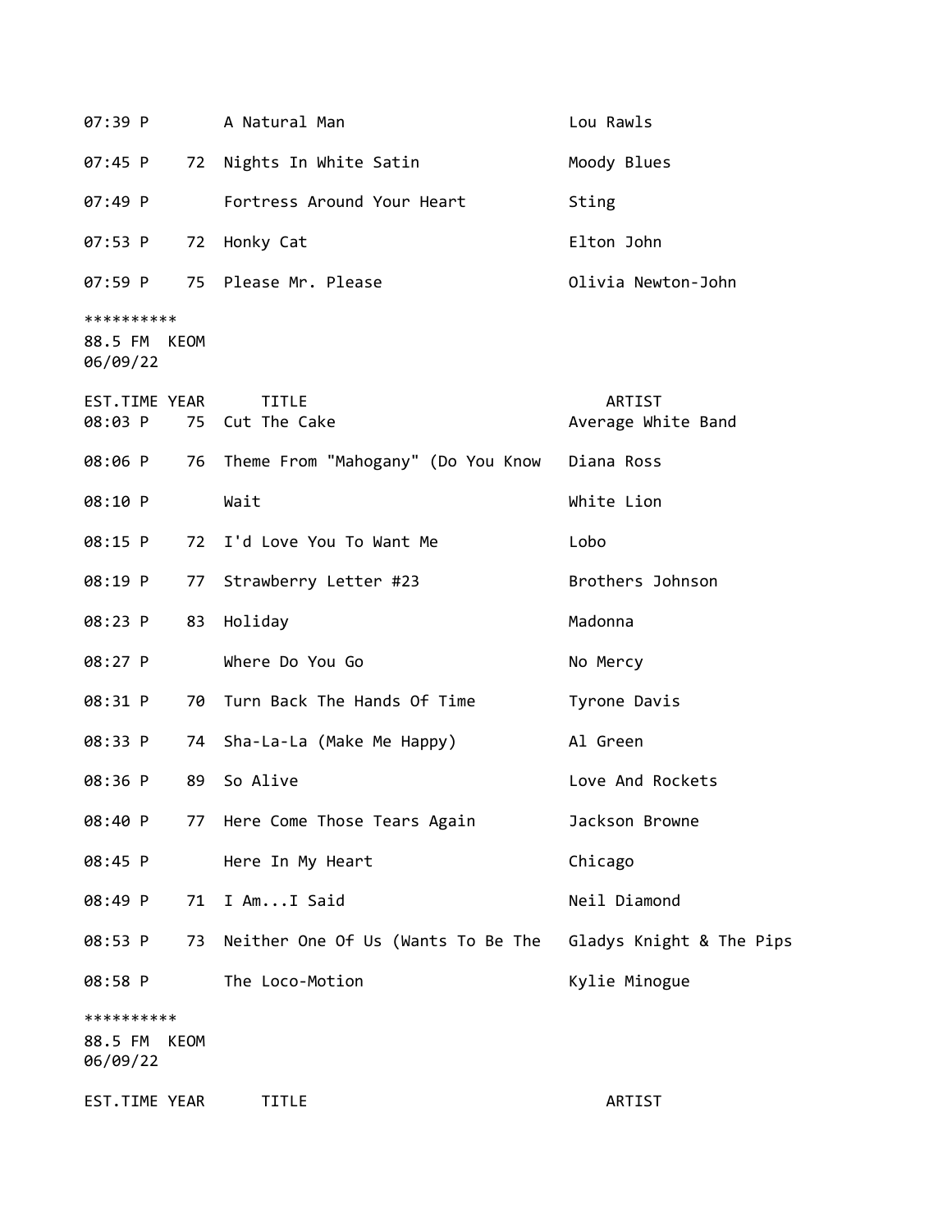| EST.TIME | YEAR | TITLE | ARTIST |
|---|---|---|---|
| 07:39 P | | A Natural Man | Lou Rawls |
| 07:45 P | 72 | Nights In White Satin | Moody Blues |
| 07:49 P | | Fortress Around Your Heart | Sting |
| 07:53 P | 72 | Honky Cat | Elton John |
| 07:59 P | 75 | Please Mr. Please | Olivia Newton-John |

**********
88.5 FM KEOM
06/09/22

| EST.TIME | YEAR | TITLE | ARTIST |
|---|---|---|---|
| 08:03 P | 75 | Cut The Cake | Average White Band |
| 08:06 P | 76 | Theme From "Mahogany" (Do You Know | Diana Ross |
| 08:10 P | | Wait | White Lion |
| 08:15 P | 72 | I'd Love You To Want Me | Lobo |
| 08:19 P | 77 | Strawberry Letter #23 | Brothers Johnson |
| 08:23 P | 83 | Holiday | Madonna |
| 08:27 P | | Where Do You Go | No Mercy |
| 08:31 P | 70 | Turn Back The Hands Of Time | Tyrone Davis |
| 08:33 P | 74 | Sha-La-La (Make Me Happy) | Al Green |
| 08:36 P | 89 | So Alive | Love And Rockets |
| 08:40 P | 77 | Here Come Those Tears Again | Jackson Browne |
| 08:45 P | | Here In My Heart | Chicago |
| 08:49 P | 71 | I Am...I Said | Neil Diamond |
| 08:53 P | 73 | Neither One Of Us (Wants To Be The | Gladys Knight & The Pips |
| 08:58 P | | The Loco-Motion | Kylie Minogue |

**********
88.5 FM KEOM
06/09/22

| EST.TIME | YEAR | TITLE | ARTIST |
|---|---|---|---|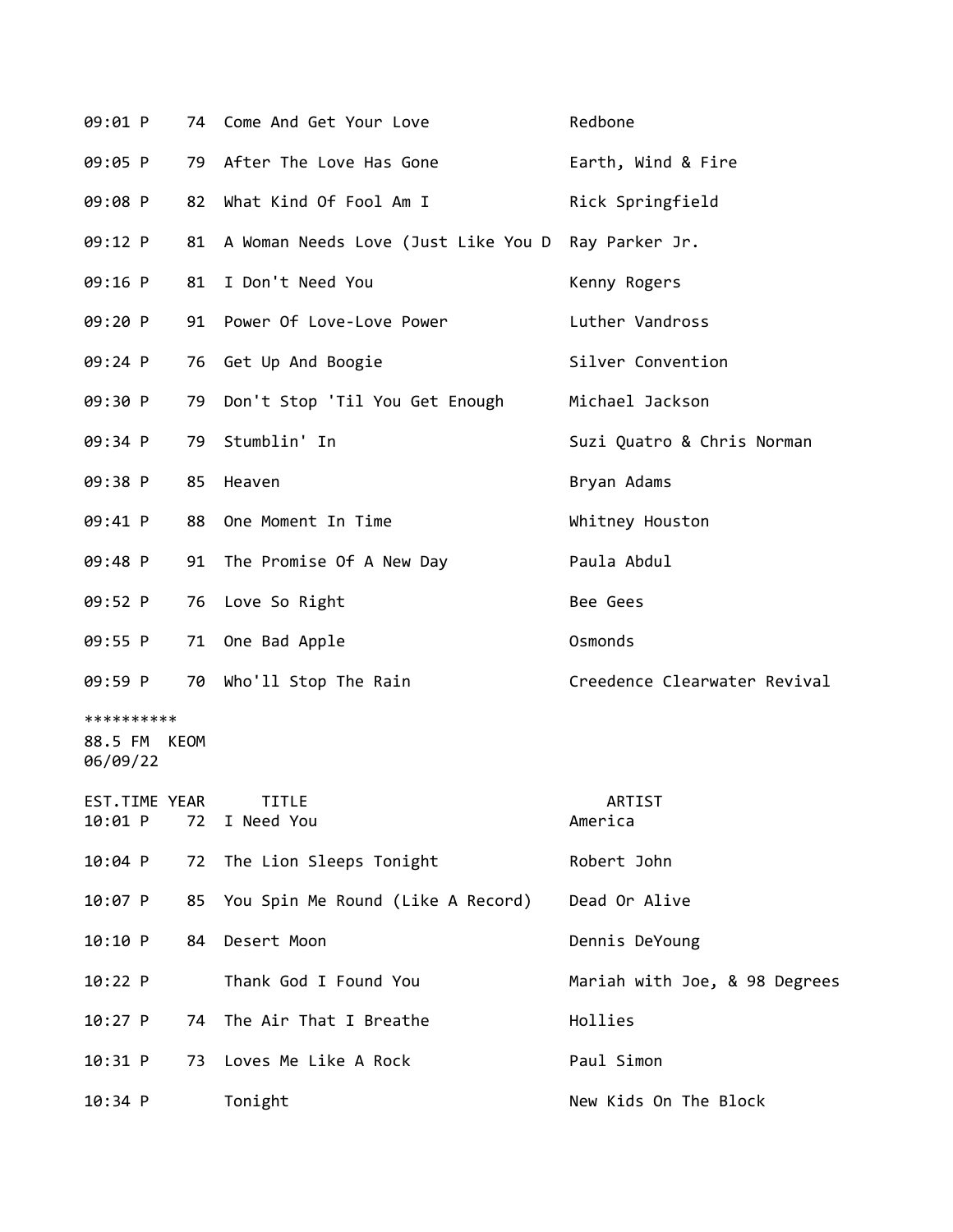| | | | |
|---|---|---|---|
| 09:01 P | 74 | Come And Get Your Love | Redbone |
| 09:05 P | 79 | After The Love Has Gone | Earth, Wind & Fire |
| 09:08 P | 82 | What Kind Of Fool Am I | Rick Springfield |
| 09:12 P | 81 | A Woman Needs Love (Just Like You D | Ray Parker Jr. |
| 09:16 P | 81 | I Don't Need You | Kenny Rogers |
| 09:20 P | 91 | Power Of Love-Love Power | Luther Vandross |
| 09:24 P | 76 | Get Up And Boogie | Silver Convention |
| 09:30 P | 79 | Don't Stop 'Til You Get Enough | Michael Jackson |
| 09:34 P | 79 | Stumblin' In | Suzi Quatro & Chris Norman |
| 09:38 P | 85 | Heaven | Bryan Adams |
| 09:41 P | 88 | One Moment In Time | Whitney Houston |
| 09:48 P | 91 | The Promise Of A New Day | Paula Abdul |
| 09:52 P | 76 | Love So Right | Bee Gees |
| 09:55 P | 71 | One Bad Apple | Osmonds |
| 09:59 P | 70 | Who'll Stop The Rain | Creedence Clearwater Revival |

**********
88.5 FM KEOM
06/09/22

| EST.TIME | YEAR | TITLE | ARTIST |
|---|---|---|---|
| 10:01 P | 72 | I Need You | America |
| 10:04 P | 72 | The Lion Sleeps Tonight | Robert John |
| 10:07 P | 85 | You Spin Me Round (Like A Record) | Dead Or Alive |
| 10:10 P | 84 | Desert Moon | Dennis DeYoung |
| 10:22 P | | Thank God I Found You | Mariah with Joe, & 98 Degrees |
| 10:27 P | 74 | The Air That I Breathe | Hollies |
| 10:31 P | 73 | Loves Me Like A Rock | Paul Simon |
| 10:34 P | | Tonight | New Kids On The Block |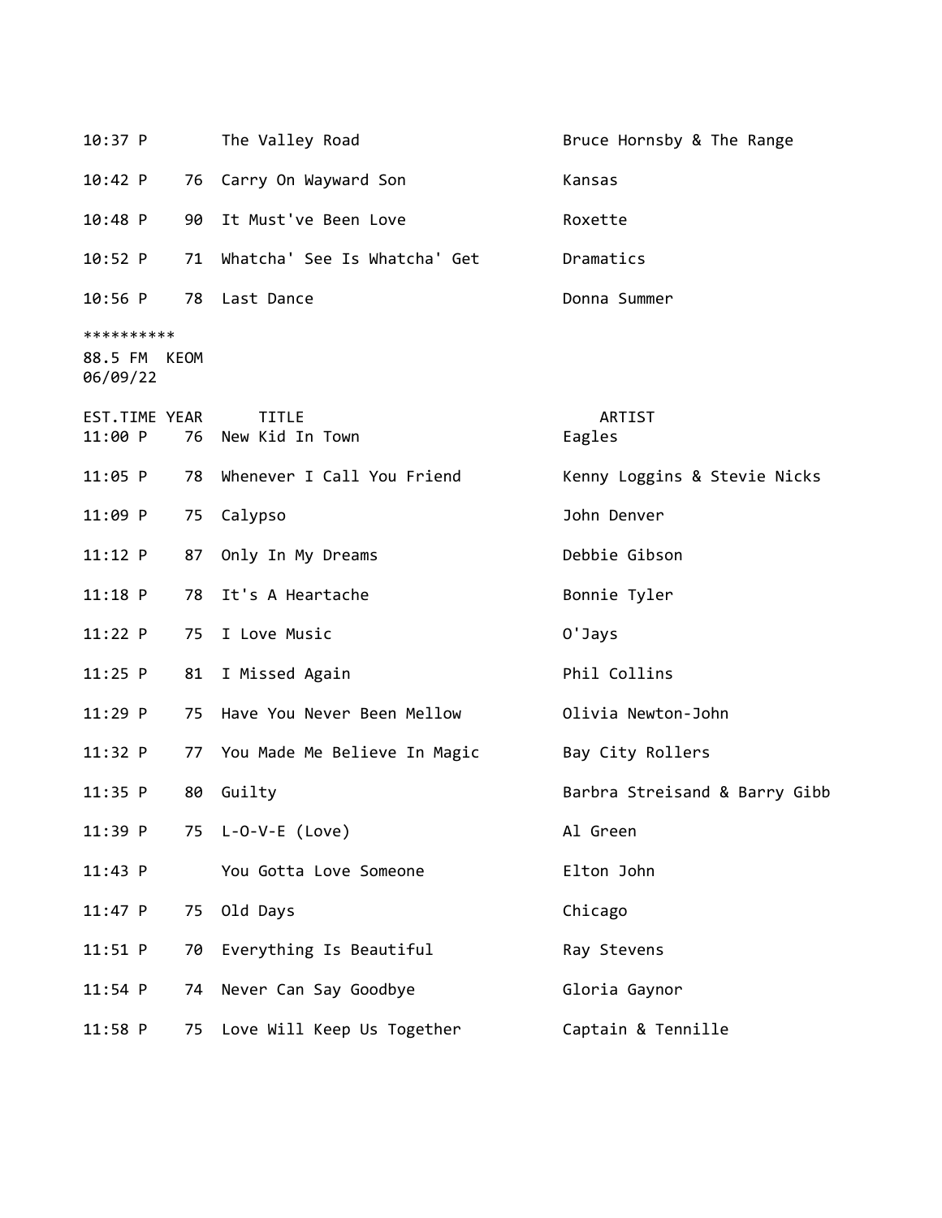| | | | |
|---|---|---|---|
| 10:37 P | | The Valley Road | Bruce Hornsby & The Range |
| 10:42 P | 76 | Carry On Wayward Son | Kansas |
| 10:48 P | 90 | It Must've Been Love | Roxette |
| 10:52 P | 71 | Whatcha' See Is Whatcha' Get | Dramatics |
| 10:56 P | 78 | Last Dance | Donna Summer |

**********
88.5 FM KEOM
06/09/22

| EST.TIME | YEAR | TITLE | ARTIST |
|---|---|---|---|
| 11:00 P | 76 | New Kid In Town | Eagles |
| 11:05 P | 78 | Whenever I Call You Friend | Kenny Loggins & Stevie Nicks |
| 11:09 P | 75 | Calypso | John Denver |
| 11:12 P | 87 | Only In My Dreams | Debbie Gibson |
| 11:18 P | 78 | It's A Heartache | Bonnie Tyler |
| 11:22 P | 75 | I Love Music | O'Jays |
| 11:25 P | 81 | I Missed Again | Phil Collins |
| 11:29 P | 75 | Have You Never Been Mellow | Olivia Newton-John |
| 11:32 P | 77 | You Made Me Believe In Magic | Bay City Rollers |
| 11:35 P | 80 | Guilty | Barbra Streisand & Barry Gibb |
| 11:39 P | 75 | L-O-V-E (Love) | Al Green |
| 11:43 P | | You Gotta Love Someone | Elton John |
| 11:47 P | 75 | Old Days | Chicago |
| 11:51 P | 70 | Everything Is Beautiful | Ray Stevens |
| 11:54 P | 74 | Never Can Say Goodbye | Gloria Gaynor |
| 11:58 P | 75 | Love Will Keep Us Together | Captain & Tennille |